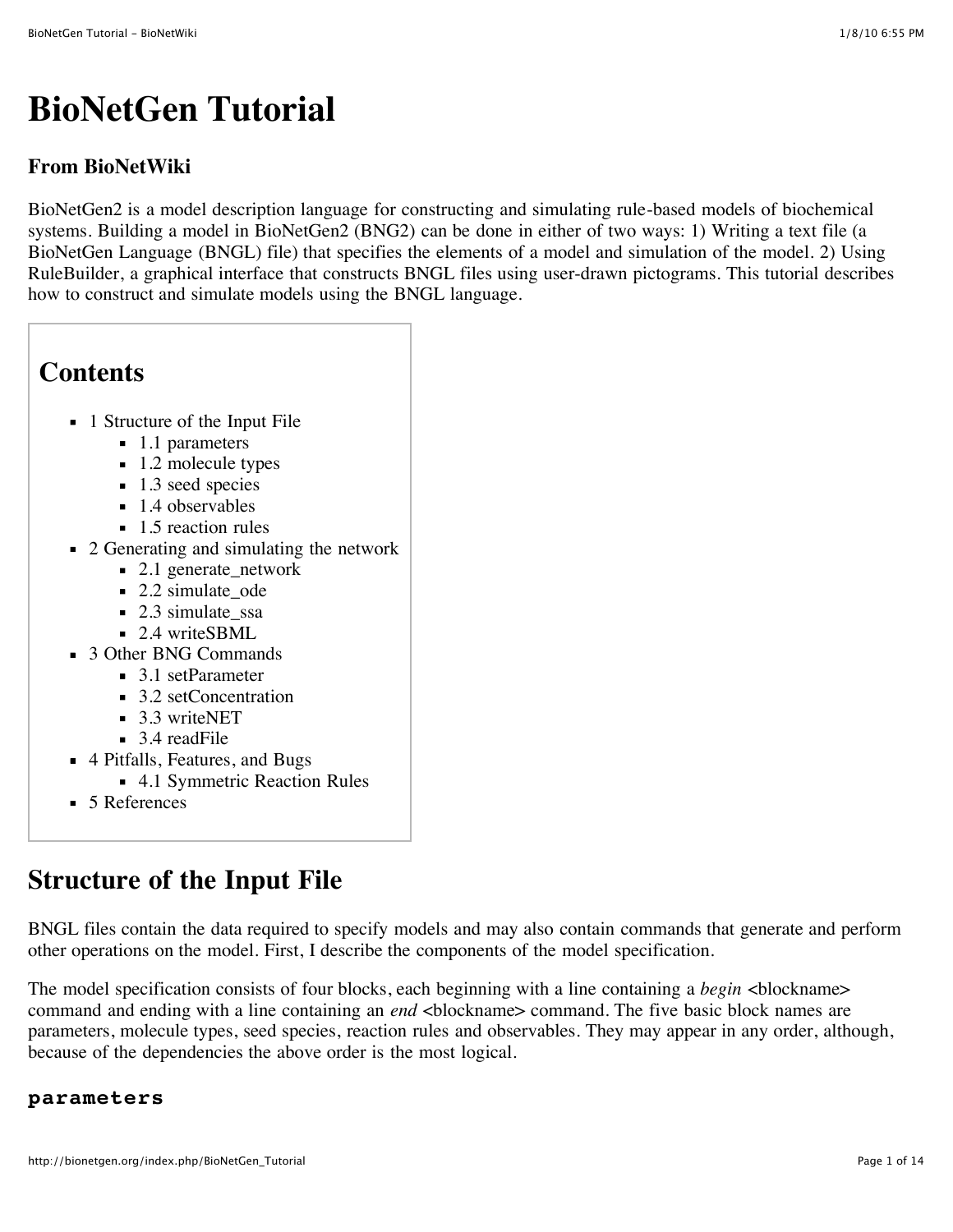# BioNetGen Tutorial

### From BioNetWiki

BioNetGen2 is a model description language for constructing and simulating rule-based models of biochemical systems. Building a model in BioNetGen2 (BNG2) can be done in either of two ways: 1) Writing a text file (a BioNetGen Language (BNGL) file) that specifies the elements of a model and simulation of the model. 2) Using RuleBuilder, a graphical interface that constructs BNGL files using user-drawn pictograms. This tutorial describes how to construct and simulate models using the BNGL language.

## Contents

- 1 Structure of the Input File
  - 1.1 parameters
  - 1.2 molecule types
  - 1.3 seed species
  - 1.4 observables
  - 1.5 reaction rules
- 2 Generating and simulating the network
  - 2.1 generate_network
  - 2.2 simulate_ode
  - 2.3 simulate_ssa
  - 2.4 writeSBML
- 3 Other BNG Commands
  - 3.1 setParameter
  - 3.2 setConcentration
  - 3.3 writeNET
  - 3.4 readFile
- 4 Pitfalls, Features, and Bugs
  - 4.1 Symmetric Reaction Rules
- 5 References

## Structure of the Input File

BNGL files contain the data required to specify models and may also contain commands that generate and perform other operations on the model. First, I describe the components of the model specification.

The model specification consists of four blocks, each beginning with a line containing a *begin* <blockname> command and ending with a line containing an *end* <blockname> command. The five basic block names are parameters, molecule types, seed species, reaction rules and observables. They may appear in any order, although, because of the dependencies the above order is the most logical.

### `parameters`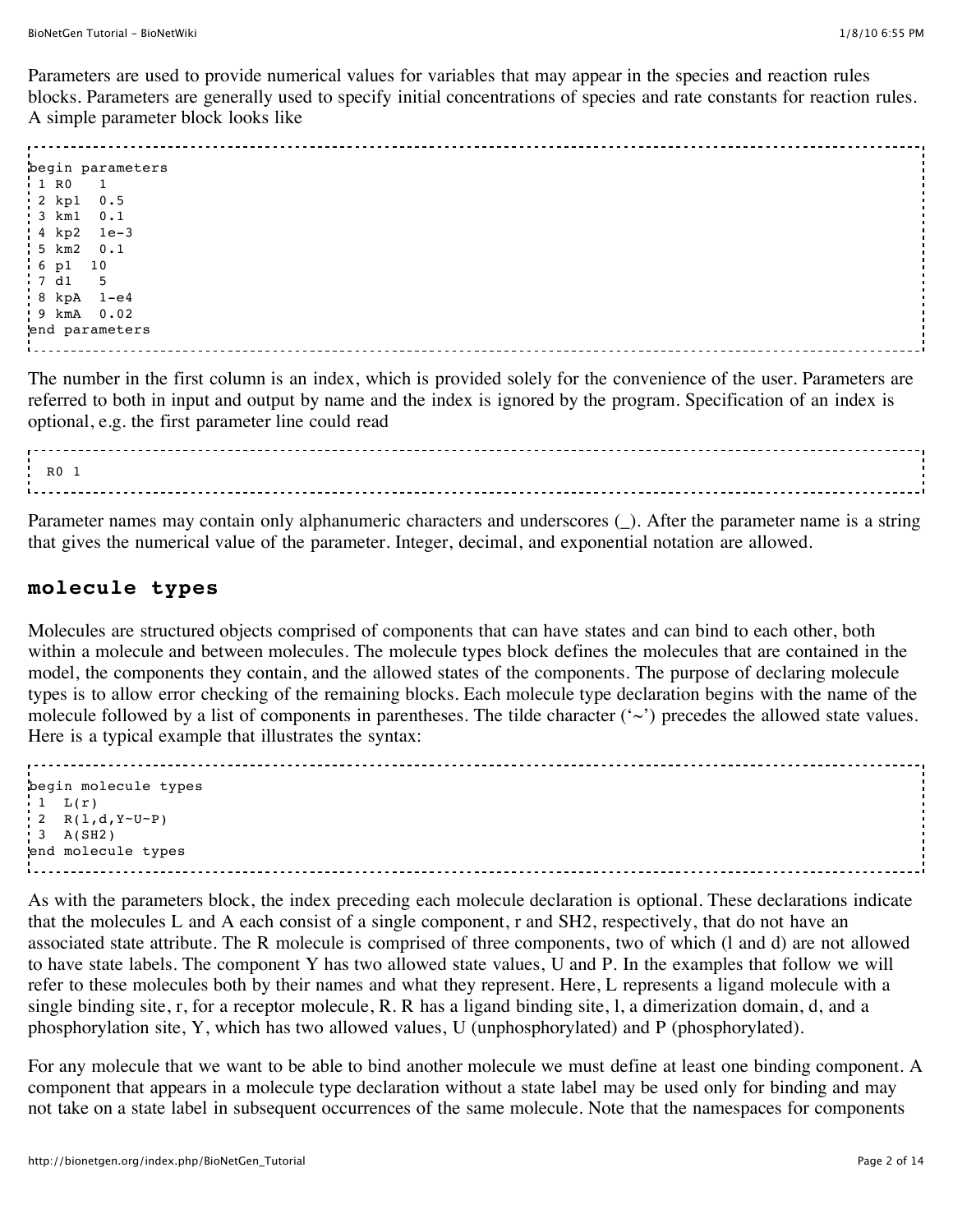Parameters are used to provide numerical values for variables that may appear in the species and reaction rules blocks. Parameters are generally used to specify initial concentrations of species and rate constants for reaction rules. A simple parameter block looks like

```
begin parameters
 1 R0   1
 2 kp1  0.5
 3 km1  0.1
 4 kp2  1e-3
 5 km2  0.1
 6 p1  10
 7 d1   5
 8 kpA  1-e4
 9 kmA  0.02
end parameters
```

The number in the first column is an index, which is provided solely for the convenience of the user. Parameters are referred to both in input and output by name and the index is ignored by the program. Specification of an index is optional, e.g. the first parameter line could read

```
  R0 1
```

Parameter names may contain only alphanumeric characters and underscores (_). After the parameter name is a string that gives the numerical value of the parameter. Integer, decimal, and exponential notation are allowed.

## molecule types

Molecules are structured objects comprised of components that can have states and can bind to each other, both within a molecule and between molecules. The molecule types block defines the molecules that are contained in the model, the components they contain, and the allowed states of the components. The purpose of declaring molecule types is to allow error checking of the remaining blocks. Each molecule type declaration begins with the name of the molecule followed by a list of components in parentheses. The tilde character ('~') precedes the allowed state values. Here is a typical example that illustrates the syntax:

```
begin molecule types
 1  L(r)
 2  R(l,d,Y~U~P)
 3  A(SH2)
end molecule types
```

As with the parameters block, the index preceding each molecule declaration is optional. These declarations indicate that the molecules L and A each consist of a single component, r and SH2, respectively, that do not have an associated state attribute. The R molecule is comprised of three components, two of which (l and d) are not allowed to have state labels. The component Y has two allowed state values, U and P. In the examples that follow we will refer to these molecules both by their names and what they represent. Here, L represents a ligand molecule with a single binding site, r, for a receptor molecule, R. R has a ligand binding site, l, a dimerization domain, d, and a phosphorylation site, Y, which has two allowed values, U (unphosphorylated) and P (phosphorylated).

For any molecule that we want to be able to bind another molecule we must define at least one binding component. A component that appears in a molecule type declaration without a state label may be used only for binding and may not take on a state label in subsequent occurrences of the same molecule. Note that the namespaces for components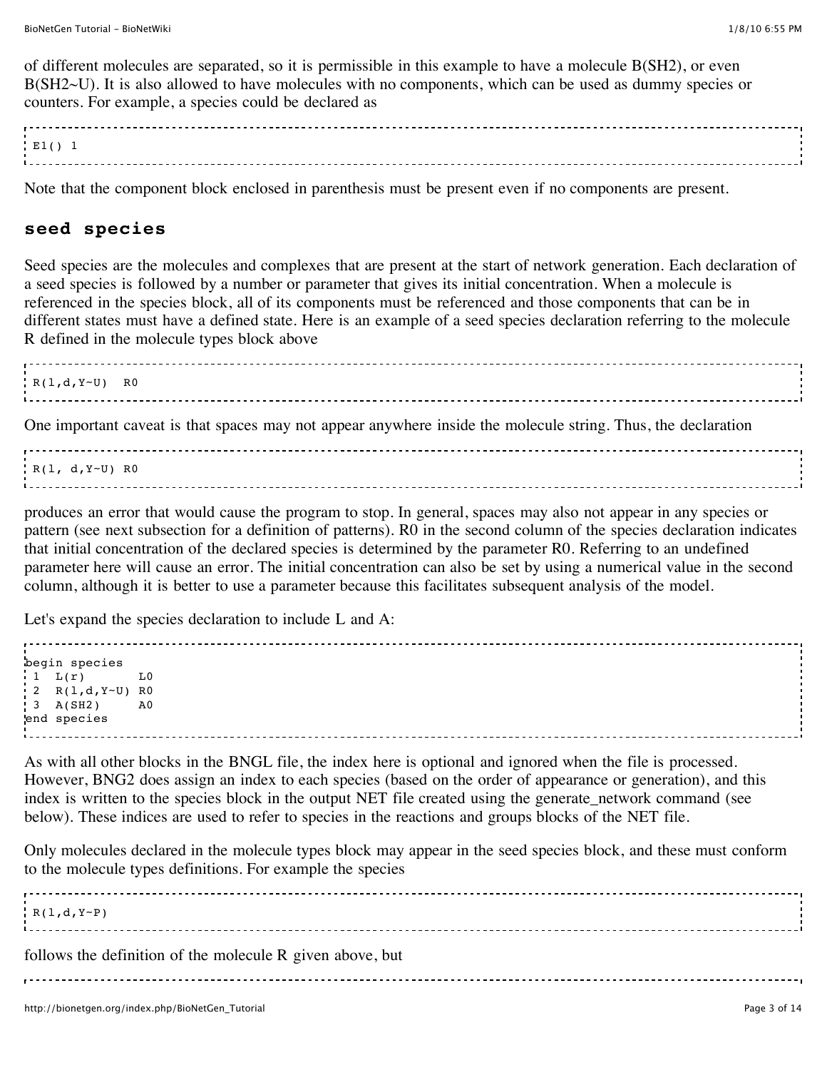of different molecules are separated, so it is permissible in this example to have a molecule B(SH2), or even B(SH2~U). It is also allowed to have molecules with no components, which can be used as dummy species or counters. For example, a species could be declared as

```
E1() 1
```

Note that the component block enclosed in parenthesis must be present even if no components are present.

## seed species

Seed species are the molecules and complexes that are present at the start of network generation. Each declaration of a seed species is followed by a number or parameter that gives its initial concentration. When a molecule is referenced in the species block, all of its components must be referenced and those components that can be in different states must have a defined state. Here is an example of a seed species declaration referring to the molecule R defined in the molecule types block above

```
R(l,d,Y~U)  R0
```

One important caveat is that spaces may not appear anywhere inside the molecule string. Thus, the declaration

```
R(l, d,Y~U) R0
```

produces an error that would cause the program to stop. In general, spaces may also not appear in any species or pattern (see next subsection for a definition of patterns). R0 in the second column of the species declaration indicates that initial concentration of the declared species is determined by the parameter R0. Referring to an undefined parameter here will cause an error. The initial concentration can also be set by using a numerical value in the second column, although it is better to use a parameter because this facilitates subsequent analysis of the model.

Let's expand the species declaration to include L and A:

```
begin species
 1  L(r)       L0
 2  R(l,d,Y~U) R0
 3  A(SH2)     A0
end species
```

As with all other blocks in the BNGL file, the index here is optional and ignored when the file is processed. However, BNG2 does assign an index to each species (based on the order of appearance or generation), and this index is written to the species block in the output NET file created using the generate_network command (see below). These indices are used to refer to species in the reactions and groups blocks of the NET file.

Only molecules declared in the molecule types block may appear in the seed species block, and these must conform to the molecule types definitions. For example the species

```
R(l,d,Y~P)
```

follows the definition of the molecule R given above, but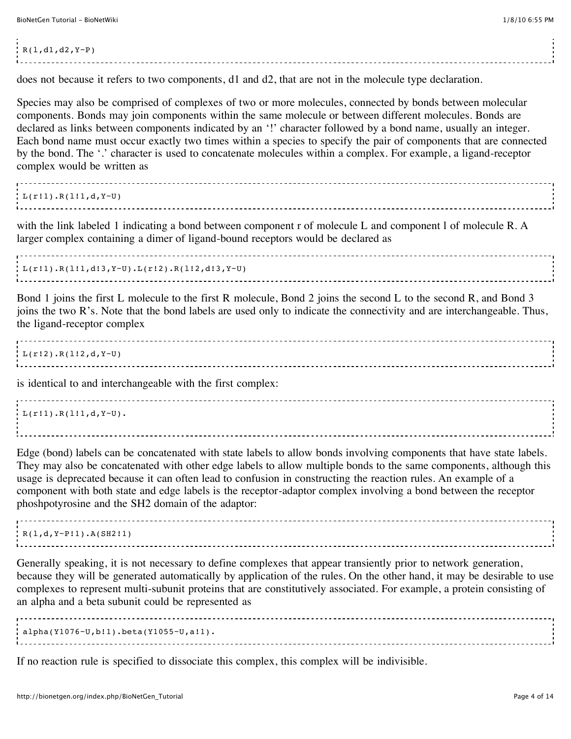```
R(l,d1,d2,Y~P)
```

does not because it refers to two components, d1 and d2, that are not in the molecule type declaration.

Species may also be comprised of complexes of two or more molecules, connected by bonds between molecular components. Bonds may join components within the same molecule or between different molecules. Bonds are declared as links between components indicated by an '!' character followed by a bond name, usually an integer. Each bond name must occur exactly two times within a species to specify the pair of components that are connected by the bond. The '.' character is used to concatenate molecules within a complex. For example, a ligand-receptor complex would be written as

```
L(r!1).R(l!1,d,Y~U)
```

with the link labeled 1 indicating a bond between component r of molecule L and component l of molecule R. A larger complex containing a dimer of ligand-bound receptors would be declared as

```
L(r!1).R(l!1,d!3,Y~U).L(r!2).R(l!2,d!3,Y~U)
```

Bond 1 joins the first L molecule to the first R molecule, Bond 2 joins the second L to the second R, and Bond 3 joins the two R's. Note that the bond labels are used only to indicate the connectivity and are interchangeable. Thus, the ligand-receptor complex

```
L(r!2).R(l!2,d,Y~U)
```

is identical to and interchangeable with the first complex:

```
L(r!1).R(l!1,d,Y~U).
```

Edge (bond) labels can be concatenated with state labels to allow bonds involving components that have state labels. They may also be concatenated with other edge labels to allow multiple bonds to the same components, although this usage is deprecated because it can often lead to confusion in constructing the reaction rules. An example of a component with both state and edge labels is the receptor-adaptor complex involving a bond between the receptor phoshpotyrosine and the SH2 domain of the adaptor:

```
R(l,d,Y~P!1).A(SH2!1)
```

Generally speaking, it is not necessary to define complexes that appear transiently prior to network generation, because they will be generated automatically by application of the rules. On the other hand, it may be desirable to use complexes to represent multi-subunit proteins that are constitutively associated. For example, a protein consisting of an alpha and a beta subunit could be represented as

```
alpha(Y1076~U,b!1).beta(Y1055~U,a!1).
```

If no reaction rule is specified to dissociate this complex, this complex will be indivisible.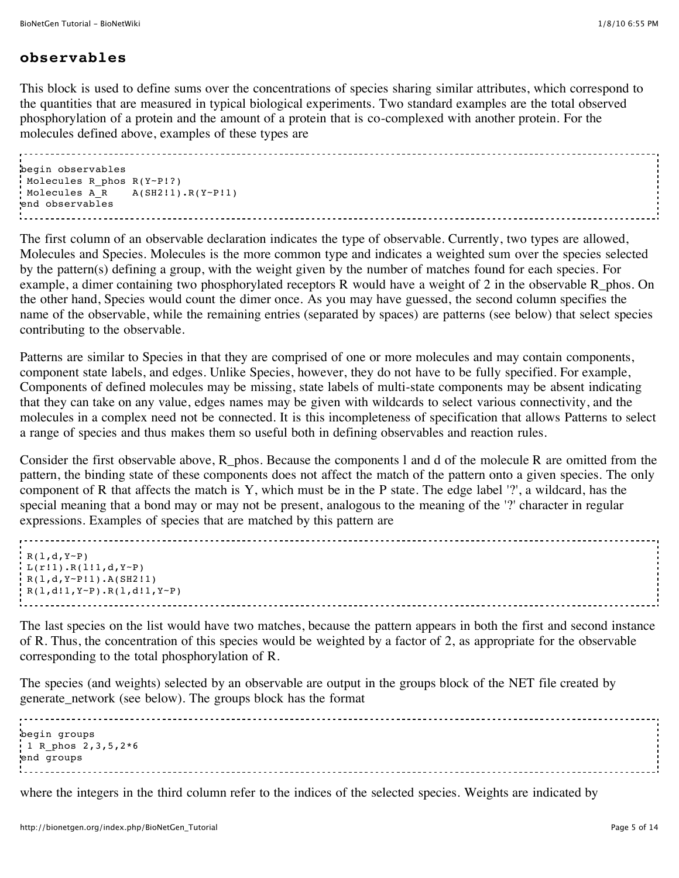## **observables**

This block is used to define sums over the concentrations of species sharing similar attributes, which correspond to the quantities that are measured in typical biological experiments. Two standard examples are the total observed phosphorylation of a protein and the amount of a protein that is co-complexed with another protein. For the molecules defined above, examples of these types are

```
begin observables
 Molecules R_phos R(Y~P!?)
 Molecules A_R    A(SH2!1).R(Y~P!1)
end observables
```

The first column of an observable declaration indicates the type of observable. Currently, two types are allowed, Molecules and Species. Molecules is the more common type and indicates a weighted sum over the species selected by the pattern(s) defining a group, with the weight given by the number of matches found for each species. For example, a dimer containing two phosphorylated receptors R would have a weight of 2 in the observable R_phos. On the other hand, Species would count the dimer once. As you may have guessed, the second column specifies the name of the observable, while the remaining entries (separated by spaces) are patterns (see below) that select species contributing to the observable.

Patterns are similar to Species in that they are comprised of one or more molecules and may contain components, component state labels, and edges. Unlike Species, however, they do not have to be fully specified. For example, Components of defined molecules may be missing, state labels of multi-state components may be absent indicating that they can take on any value, edges names may be given with wildcards to select various connectivity, and the molecules in a complex need not be connected. It is this incompleteness of specification that allows Patterns to select a range of species and thus makes them so useful both in defining observables and reaction rules.

Consider the first observable above, R_phos. Because the components l and d of the molecule R are omitted from the pattern, the binding state of these components does not affect the match of the pattern onto a given species. The only component of R that affects the match is Y, which must be in the P state. The edge label '?', a wildcard, has the special meaning that a bond may or may not be present, analogous to the meaning of the '?' character in regular expressions. Examples of species that are matched by this pattern are

```
R(l,d,Y~P)
L(r!1).R(l!1,d,Y~P)
R(l,d,Y~P!1).A(SH2!1)
R(l,d!1,Y~P).R(l,d!1,Y~P)
```

The last species on the list would have two matches, because the pattern appears in both the first and second instance of R. Thus, the concentration of this species would be weighted by a factor of 2, as appropriate for the observable corresponding to the total phosphorylation of R.

The species (and weights) selected by an observable are output in the groups block of the NET file created by generate_network (see below). The groups block has the format

```
begin groups
 1 R_phos 2,3,5,2*6
end groups
```

where the integers in the third column refer to the indices of the selected species. Weights are indicated by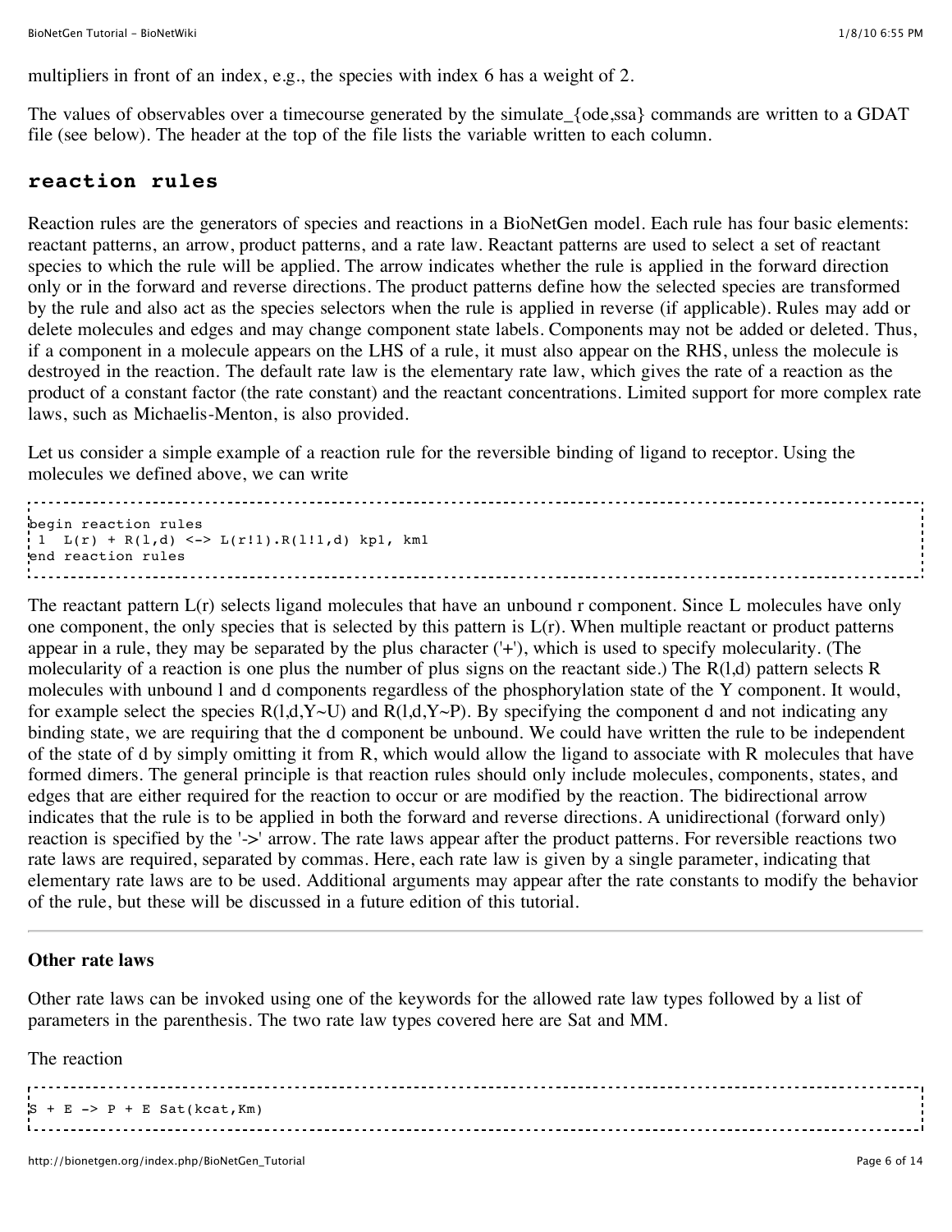multipliers in front of an index, e.g., the species with index 6 has a weight of 2.

The values of observables over a timecourse generated by the simulate_{ode,ssa} commands are written to a GDAT file (see below). The header at the top of the file lists the variable written to each column.

## reaction rules

Reaction rules are the generators of species and reactions in a BioNetGen model. Each rule has four basic elements: reactant patterns, an arrow, product patterns, and a rate law. Reactant patterns are used to select a set of reactant species to which the rule will be applied. The arrow indicates whether the rule is applied in the forward direction only or in the forward and reverse directions. The product patterns define how the selected species are transformed by the rule and also act as the species selectors when the rule is applied in reverse (if applicable). Rules may add or delete molecules and edges and may change component state labels. Components may not be added or deleted. Thus, if a component in a molecule appears on the LHS of a rule, it must also appear on the RHS, unless the molecule is destroyed in the reaction. The default rate law is the elementary rate law, which gives the rate of a reaction as the product of a constant factor (the rate constant) and the reactant concentrations. Limited support for more complex rate laws, such as Michaelis-Menton, is also provided.

Let us consider a simple example of a reaction rule for the reversible binding of ligand to receptor. Using the molecules we defined above, we can write

```
begin reaction rules
 1  L(r) + R(l,d) <-> L(r!1).R(l!1,d) kp1, km1
end reaction rules
```

The reactant pattern L(r) selects ligand molecules that have an unbound r component. Since L molecules have only one component, the only species that is selected by this pattern is L(r). When multiple reactant or product patterns appear in a rule, they may be separated by the plus character ('+'), which is used to specify molecularity. (The molecularity of a reaction is one plus the number of plus signs on the reactant side.) The R(l,d) pattern selects R molecules with unbound l and d components regardless of the phosphorylation state of the Y component. It would, for example select the species R(l,d,Y~U) and R(l,d,Y~P). By specifying the component d and not indicating any binding state, we are requiring that the d component be unbound. We could have written the rule to be independent of the state of d by simply omitting it from R, which would allow the ligand to associate with R molecules that have formed dimers. The general principle is that reaction rules should only include molecules, components, states, and edges that are either required for the reaction to occur or are modified by the reaction. The bidirectional arrow indicates that the rule is to be applied in both the forward and reverse directions. A unidirectional (forward only) reaction is specified by the '->' arrow. The rate laws appear after the product patterns. For reversible reactions two rate laws are required, separated by commas. Here, each rate law is given by a single parameter, indicating that elementary rate laws are to be used. Additional arguments may appear after the rate constants to modify the behavior of the rule, but these will be discussed in a future edition of this tutorial.

---

### Other rate laws

Other rate laws can be invoked using one of the keywords for the allowed rate law types followed by a list of parameters in the parenthesis. The two rate law types covered here are Sat and MM.

The reaction

```
S + E -> P + E Sat(kcat,Km)
```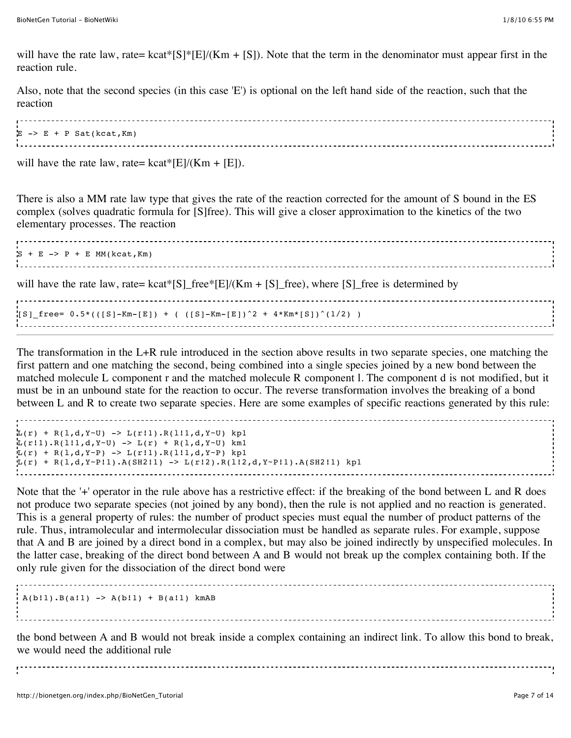will have the rate law, rate= kcat*[S]*[E]/(Km + [S]). Note that the term in the denominator must appear first in the reaction rule.

Also, note that the second species (in this case 'E') is optional on the left hand side of the reaction, such that the reaction

```
E -> E + P Sat(kcat,Km)
```

will have the rate law, rate= kcat*[E]/(Km + [E]).

There is also a MM rate law type that gives the rate of the reaction corrected for the amount of S bound in the ES complex (solves quadratic formula for [S]free). This will give a closer approximation to the kinetics of the two elementary processes. The reaction

```
S + E -> P + E MM(kcat,Km)
```

will have the rate law, rate= kcat*[S]_free*[E]/(Km + [S]_free), where [S]_free is determined by

```
[S]_free= 0.5*(([S]-Km-[E]) + ( ([S]-Km-[E])^2 + 4*Km*[S])^(1/2) )
```

---

The transformation in the L+R rule introduced in the section above results in two separate species, one matching the first pattern and one matching the second, being combined into a single species joined by a new bond between the matched molecule L component r and the matched molecule R component l. The component d is not modified, but it must be in an unbound state for the reaction to occur. The reverse transformation involves the breaking of a bond between L and R to create two separate species. Here are some examples of specific reactions generated by this rule:

```
L(r) + R(l,d,Y~U) -> L(r!1).R(l!1,d,Y~U) kp1
L(r!1).R(l!1,d,Y~U) -> L(r) + R(l,d,Y~U) km1
L(r) + R(l,d,Y~P) -> L(r!1).R(l!1,d,Y~P) kp1
L(r) + R(l,d,Y~P!1).A(SH2!1) -> L(r!2).R(l!2,d,Y~P!1).A(SH2!1) kp1
```

Note that the '+' operator in the rule above has a restrictive effect: if the breaking of the bond between L and R does not produce two separate species (not joined by any bond), then the rule is not applied and no reaction is generated. This is a general property of rules: the number of product species must equal the number of product patterns of the rule. Thus, intramolecular and intermolecular dissociation must be handled as separate rules. For example, suppose that A and B are joined by a direct bond in a complex, but may also be joined indirectly by unspecified molecules. In the latter case, breaking of the direct bond between A and B would not break up the complex containing both. If the only rule given for the dissociation of the direct bond were

```
 A(b!1).B(a!1) -> A(b!1) + B(a!1) kmAB
```

the bond between A and B would not break inside a complex containing an indirect link. To allow this bond to break, we would need the additional rule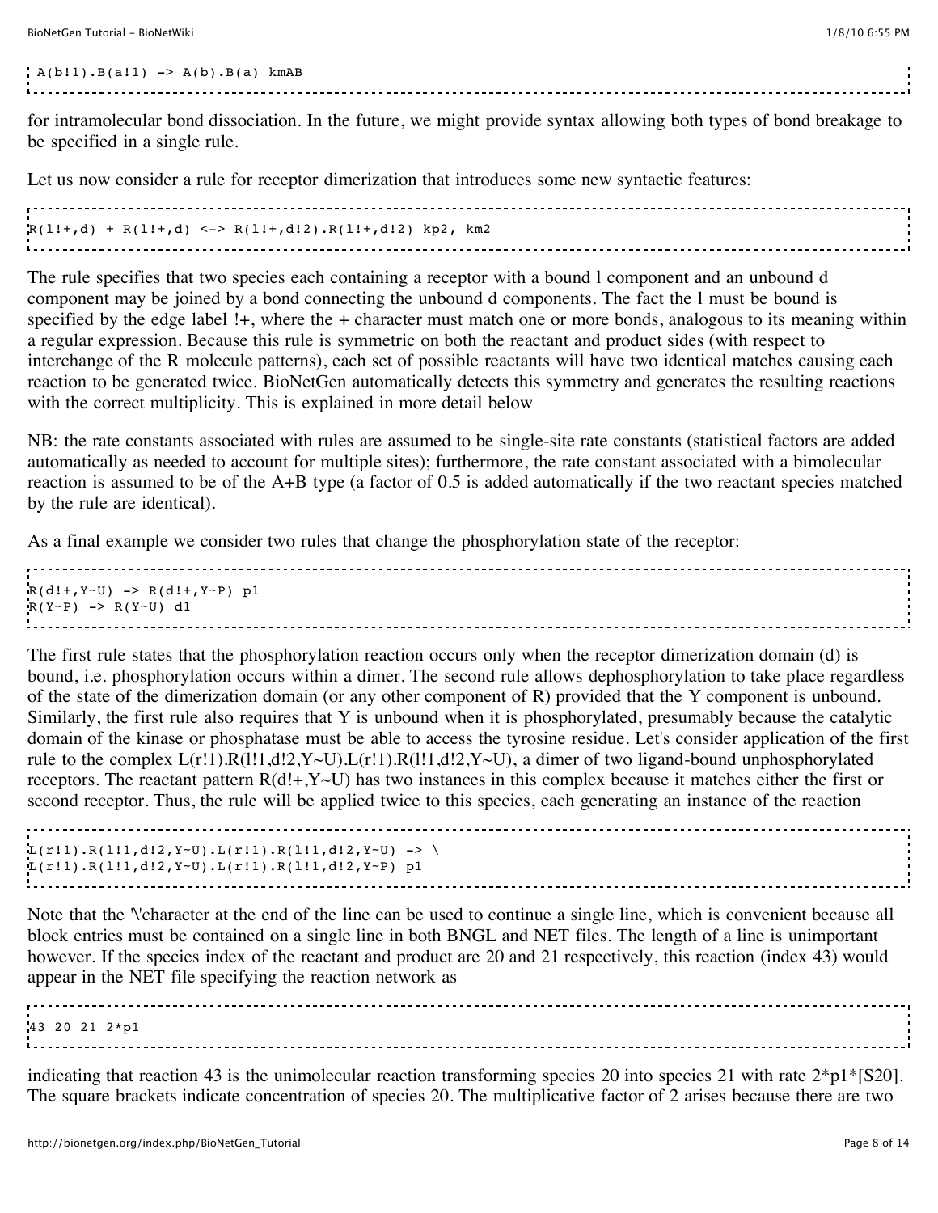```
A(b!1).B(a!1) -> A(b).B(a) kmAB
```

for intramolecular bond dissociation. In the future, we might provide syntax allowing both types of bond breakage to be specified in a single rule.

Let us now consider a rule for receptor dimerization that introduces some new syntactic features:

```
R(l!+,d) + R(l!+,d) <-> R(l!+,d!2).R(l!+,d!2) kp2, km2
```

The rule specifies that two species each containing a receptor with a bound l component and an unbound d component may be joined by a bond connecting the unbound d components. The fact the l must be bound is specified by the edge label !+, where the + character must match one or more bonds, analogous to its meaning within a regular expression. Because this rule is symmetric on both the reactant and product sides (with respect to interchange of the R molecule patterns), each set of possible reactants will have two identical matches causing each reaction to be generated twice. BioNetGen automatically detects this symmetry and generates the resulting reactions with the correct multiplicity. This is explained in more detail below

NB: the rate constants associated with rules are assumed to be single-site rate constants (statistical factors are added automatically as needed to account for multiple sites); furthermore, the rate constant associated with a bimolecular reaction is assumed to be of the A+B type (a factor of 0.5 is added automatically if the two reactant species matched by the rule are identical).

As a final example we consider two rules that change the phosphorylation state of the receptor:

```
R(d!+,Y~U) -> R(d!+,Y~P) p1
R(Y~P) -> R(Y~U) d1
```

The first rule states that the phosphorylation reaction occurs only when the receptor dimerization domain (d) is bound, i.e. phosphorylation occurs within a dimer. The second rule allows dephosphorylation to take place regardless of the state of the dimerization domain (or any other component of R) provided that the Y component is unbound. Similarly, the first rule also requires that Y is unbound when it is phosphorylated, presumably because the catalytic domain of the kinase or phosphatase must be able to access the tyrosine residue. Let's consider application of the first rule to the complex L(r!1).R(l!1,d!2,Y~U).L(r!1).R(l!1,d!2,Y~U), a dimer of two ligand-bound unphosphorylated receptors. The reactant pattern R(d!+,Y~U) has two instances in this complex because it matches either the first or second receptor. Thus, the rule will be applied twice to this species, each generating an instance of the reaction

```
L(r!1).R(l!1,d!2,Y~U).L(r!1).R(l!1,d!2,Y~U) -> \
L(r!1).R(l!1,d!2,Y~U).L(r!1).R(l!1,d!2,Y~P) p1
```

Note that the '\'character at the end of the line can be used to continue a single line, which is convenient because all block entries must be contained on a single line in both BNGL and NET files. The length of a line is unimportant however. If the species index of the reactant and product are 20 and 21 respectively, this reaction (index 43) would appear in the NET file specifying the reaction network as

```
43 20 21 2*p1
```

indicating that reaction 43 is the unimolecular reaction transforming species 20 into species 21 with rate 2*p1*[S20]. The square brackets indicate concentration of species 20. The multiplicative factor of 2 arises because there are two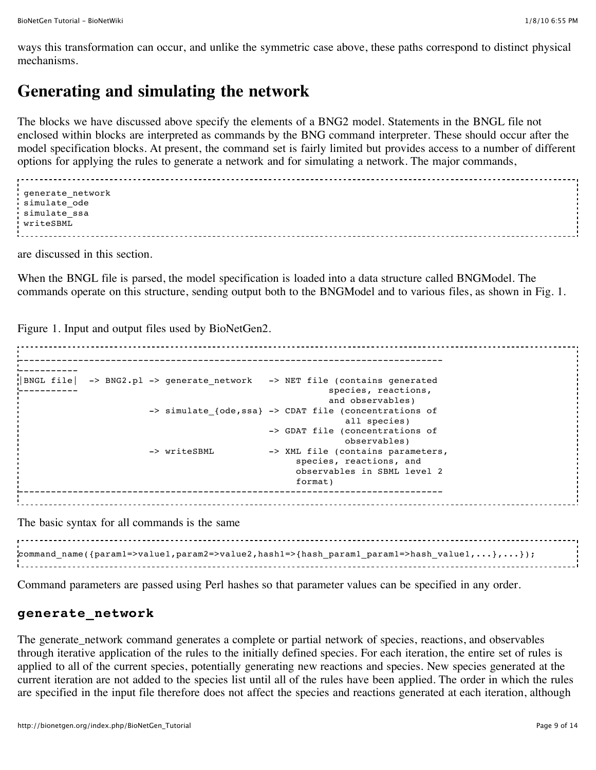ways this transformation can occur, and unlike the symmetric case above, these paths correspond to distinct physical mechanisms.

# Generating and simulating the network

The blocks we have discussed above specify the elements of a BNG2 model. Statements in the BNGL file not enclosed within blocks are interpreted as commands by the BNG command interpreter. These should occur after the model specification blocks. At present, the command set is fairly limited but provides access to a number of different options for applying the rules to generate a network and for simulating a network. The major commands,

```
generate_network
simulate_ode
simulate_ssa
writeSBML
```

are discussed in this section.

When the BNGL file is parsed, the model specification is loaded into a data structure called BNGModel. The commands operate on this structure, sending output both to the BNGModel and to various files, as shown in Fig. 1.

Figure 1. Input and output files used by BioNetGen2.

```
---------------------------------------------------------------------------
-----------
|BNGL file|  -> BNG2.pl -> generate_network   -> NET file (contains generated
-----------                                             species, reactions,
                                                        and observables)
                        -> simulate_{ode,ssa} -> CDAT file (concentrations of
                                                           all species)
                                              -> GDAT file (concentrations of
                                                        observables)
                        -> writeSBML          -> XML file (contains parameters,
                                                   species, reactions, and
                                                   observables in SBML level 2
                                                   format)
---------------------------------------------------------------------------
```

The basic syntax for all commands is the same

```
command_name({param1=>value1,param2=>value2,hash1=>{hash_param1_param1=>hash_value1,...},...});
```

Command parameters are passed using Perl hashes so that parameter values can be specified in any order.

### generate_network

The generate_network command generates a complete or partial network of species, reactions, and observables through iterative application of the rules to the initially defined species. For each iteration, the entire set of rules is applied to all of the current species, potentially generating new reactions and species. New species generated at the current iteration are not added to the species list until all of the rules have been applied. The order in which the rules are specified in the input file therefore does not affect the species and reactions generated at each iteration, although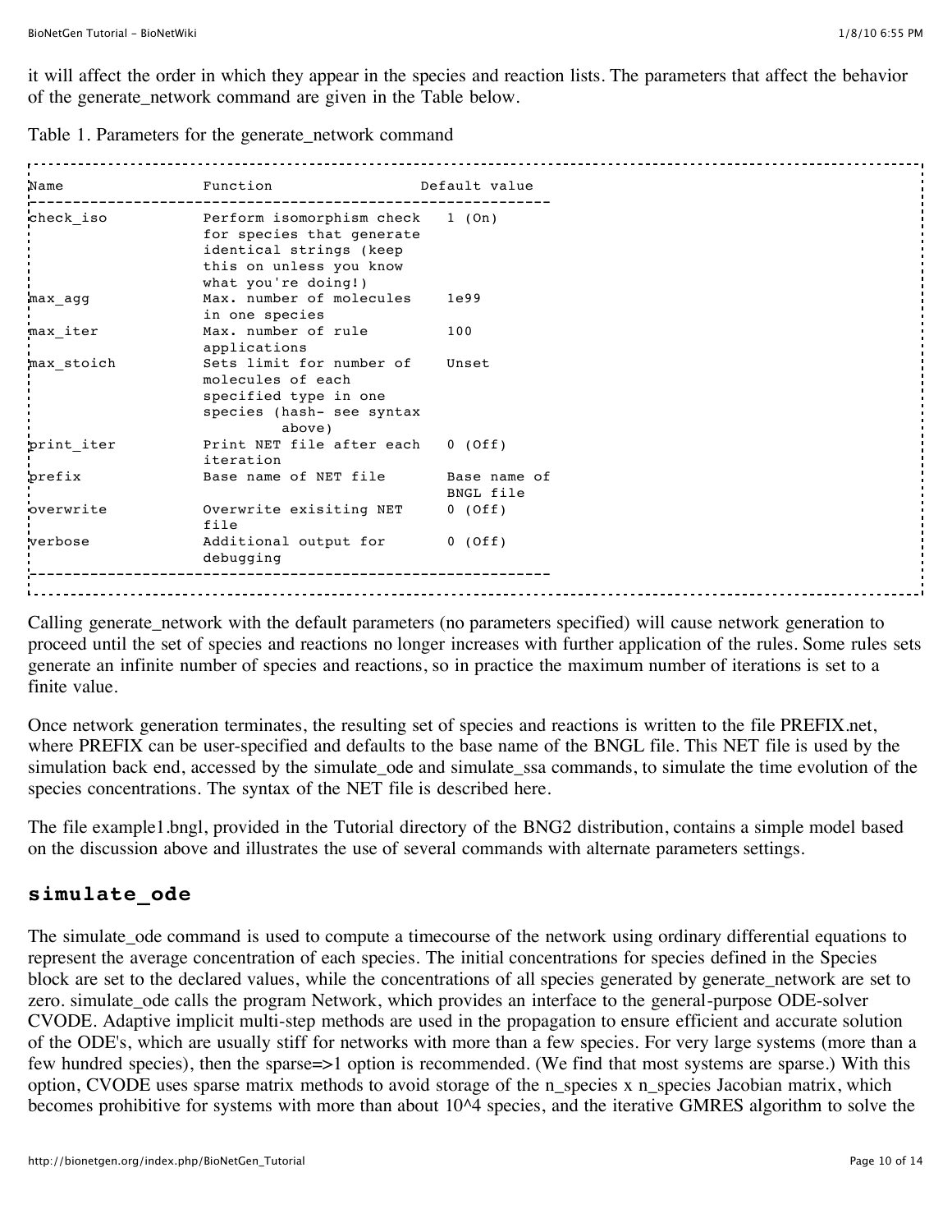it will affect the order in which they appear in the species and reaction lists. The parameters that affect the behavior of the generate_network command are given in the Table below.

Table 1. Parameters for the generate_network command

| Name | Function | Default value |
| --- | --- | --- |
| check_iso | Perform isomorphism check for species that generate identical strings (keep this on unless you know what you're doing!) | 1 (On) |
| max_agg | Max. number of molecules in one species | 1e99 |
| max_iter | Max. number of rule applications | 100 |
| max_stoich | Sets limit for number of molecules of each specified type in one species (hash- see syntax above) | Unset |
| print_iter | Print NET file after each iteration | 0 (Off) |
| prefix | Base name of NET file | Base name of BNGL file |
| overwrite | Overwrite exisiting NET file | 0 (Off) |
| verbose | Additional output for debugging | 0 (Off) |

Calling generate_network with the default parameters (no parameters specified) will cause network generation to proceed until the set of species and reactions no longer increases with further application of the rules. Some rules sets generate an infinite number of species and reactions, so in practice the maximum number of iterations is set to a finite value.

Once network generation terminates, the resulting set of species and reactions is written to the file PREFIX.net, where PREFIX can be user-specified and defaults to the base name of the BNGL file. This NET file is used by the simulation back end, accessed by the simulate_ode and simulate_ssa commands, to simulate the time evolution of the species concentrations. The syntax of the NET file is described here.

The file example1.bngl, provided in the Tutorial directory of the BNG2 distribution, contains a simple model based on the discussion above and illustrates the use of several commands with alternate parameters settings.

## simulate_ode

The simulate_ode command is used to compute a timecourse of the network using ordinary differential equations to represent the average concentration of each species. The initial concentrations for species defined in the Species block are set to the declared values, while the concentrations of all species generated by generate_network are set to zero. simulate_ode calls the program Network, which provides an interface to the general-purpose ODE-solver CVODE. Adaptive implicit multi-step methods are used in the propagation to ensure efficient and accurate solution of the ODE's, which are usually stiff for networks with more than a few species. For very large systems (more than a few hundred species), then the sparse=>1 option is recommended. (We find that most systems are sparse.) With this option, CVODE uses sparse matrix methods to avoid storage of the n_species x n_species Jacobian matrix, which becomes prohibitive for systems with more than about $10^4$ species, and the iterative GMRES algorithm to solve the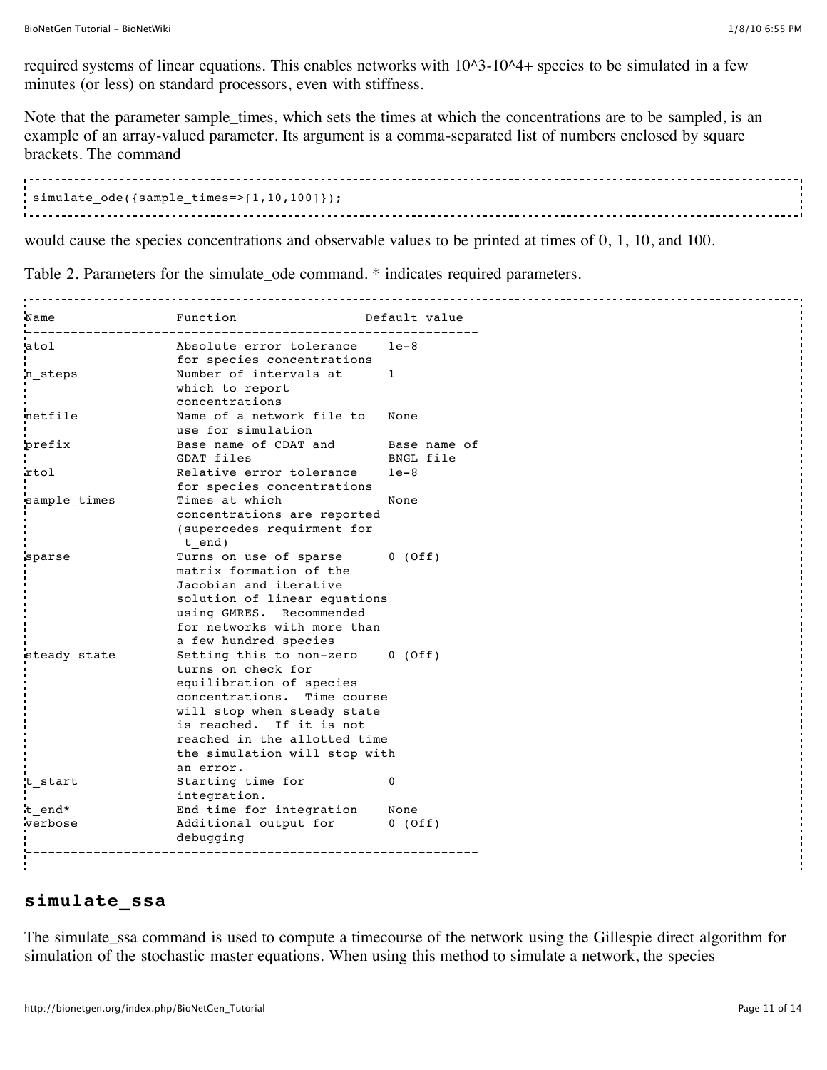required systems of linear equations. This enables networks with 10^3-10^4+ species to be simulated in a few minutes (or less) on standard processors, even with stiffness.

Note that the parameter sample_times, which sets the times at which the concentrations are to be sampled, is an example of an array-valued parameter. Its argument is a comma-separated list of numbers enclosed by square brackets. The command

```
simulate_ode({sample_times=>[1,10,100]});
```

would cause the species concentrations and observable values to be printed at times of 0, 1, 10, and 100.

Table 2. Parameters for the simulate_ode command. * indicates required parameters.

| Name | Function | Default value |
|---|---|---|
| atol | Absolute error tolerance for species concentrations | 1e-8 |
| n_steps | Number of intervals at which to report concentrations | 1 |
| netfile | Name of a network file to use for simulation | None |
| prefix | Base name of CDAT and GDAT files | Base name of BNGL file |
| rtol | Relative error tolerance for species concentrations | 1e-8 |
| sample_times | Times at which concentrations are reported (supercedes requirment for t_end) | None |
| sparse | Turns on use of sparse matrix formation of the Jacobian and iterative solution of linear equations using GMRES. Recommended for networks with more than a few hundred species | 0 (Off) |
| steady_state | Setting this to non-zero turns on check for equilibration of species concentrations. Time course will stop when steady state is reached. If it is not reached in the allotted time the simulation will stop with an error. | 0 (Off) |
| t_start | Starting time for integration. | 0 |
| t_end* | End time for integration | None |
| verbose | Additional output for debugging | 0 (Off) |

## simulate_ssa

The simulate_ssa command is used to compute a timecourse of the network using the Gillespie direct algorithm for simulation of the stochastic master equations. When using this method to simulate a network, the species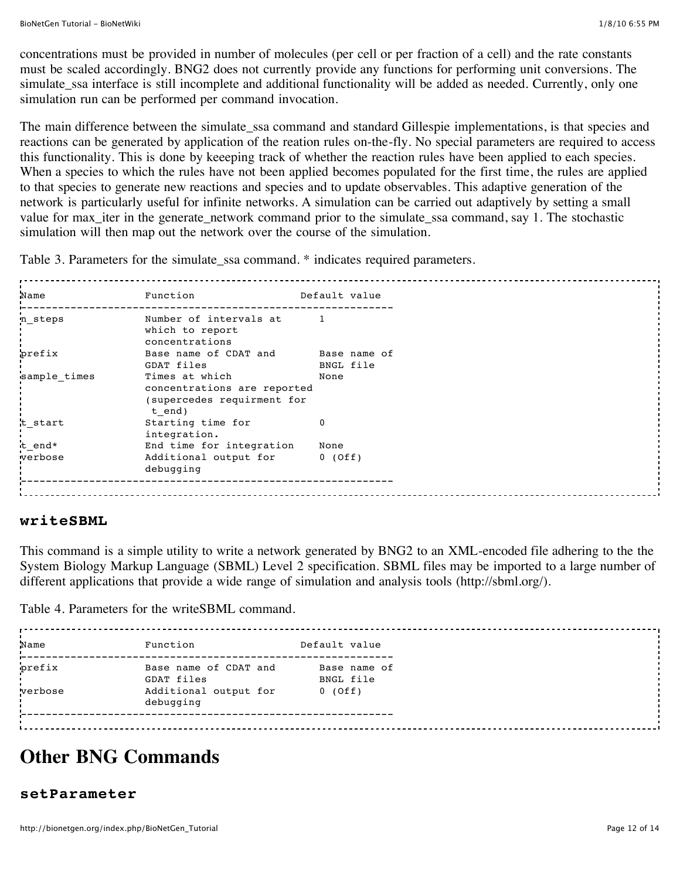concentrations must be provided in number of molecules (per cell or per fraction of a cell) and the rate constants must be scaled accordingly. BNG2 does not currently provide any functions for performing unit conversions. The simulate_ssa interface is still incomplete and additional functionality will be added as needed. Currently, only one simulation run can be performed per command invocation.

The main difference between the simulate_ssa command and standard Gillespie implementations, is that species and reactions can be generated by application of the reation rules on-the-fly. No special parameters are required to access this functionality. This is done by keeeping track of whether the reaction rules have been applied to each species. When a species to which the rules have not been applied becomes populated for the first time, the rules are applied to that species to generate new reactions and species and to update observables. This adaptive generation of the network is particularly useful for infinite networks. A simulation can be carried out adaptively by setting a small value for max_iter in the generate_network command prior to the simulate_ssa command, say 1. The stochastic simulation will then map out the network over the course of the simulation.

Table 3. Parameters for the simulate_ssa command. * indicates required parameters.

| Name | Function | Default value |
|---|---|---|
| n_steps | Number of intervals at which to report concentrations | 1 |
| prefix | Base name of CDAT and GDAT files | Base name of BNGL file |
| sample_times | Times at which concentrations are reported (supercedes requirment for t_end) | None |
| t_start | Starting time for integration. | 0 |
| t_end* | End time for integration | None |
| verbose | Additional output for debugging | 0 (Off) |

### writeSBML

This command is a simple utility to write a network generated by BNG2 to an XML-encoded file adhering to the the System Biology Markup Language (SBML) Level 2 specification. SBML files may be imported to a large number of different applications that provide a wide range of simulation and analysis tools (http://sbml.org/).

Table 4. Parameters for the writeSBML command.

| Name | Function | Default value |
|---|---|---|
| prefix | Base name of CDAT and GDAT files | Base name of BNGL file |
| verbose | Additional output for debugging | 0 (Off) |

## Other BNG Commands

### setParameter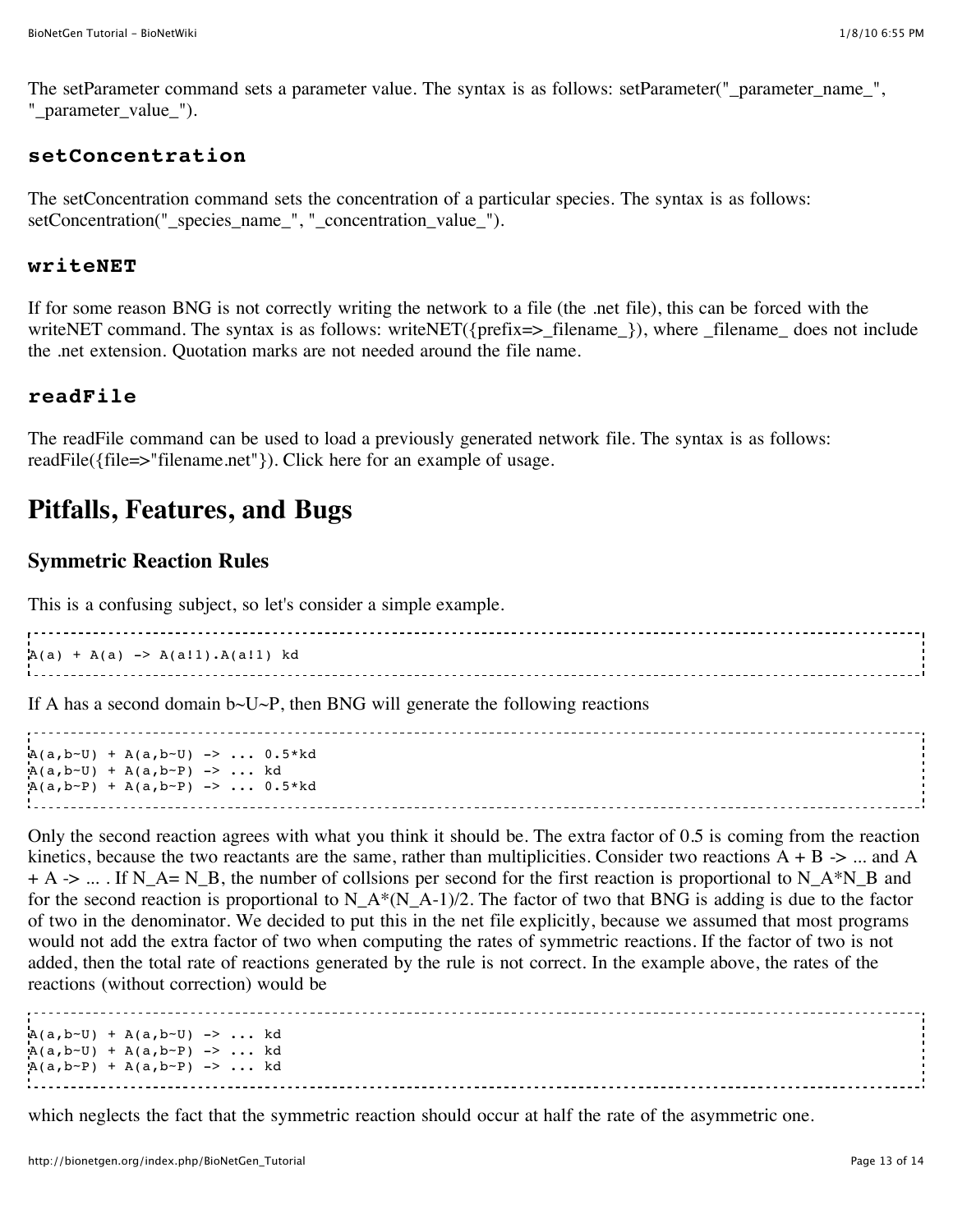The setParameter command sets a parameter value. The syntax is as follows: setParameter("_parameter_name_", "_parameter_value_").

### setConcentration

The setConcentration command sets the concentration of a particular species. The syntax is as follows: setConcentration("_species_name_", "_concentration_value_").

### writeNET

If for some reason BNG is not correctly writing the network to a file (the .net file), this can be forced with the writeNET command. The syntax is as follows: writeNET({prefix=>_filename_}), where _filename_ does not include the .net extension. Quotation marks are not needed around the file name.

### readFile

The readFile command can be used to load a previously generated network file. The syntax is as follows: readFile({file=>"filename.net"}). Click here for an example of usage.

## Pitfalls, Features, and Bugs

### Symmetric Reaction Rules

This is a confusing subject, so let's consider a simple example.

```
A(a) + A(a) -> A(a!1).A(a!1) kd
```

If A has a second domain b~U~P, then BNG will generate the following reactions

```
A(a,b~U) + A(a,b~U) -> ... 0.5*kd
A(a,b~U) + A(a,b~P) -> ... kd
A(a,b~P) + A(a,b~P) -> ... 0.5*kd
```

Only the second reaction agrees with what you think it should be. The extra factor of 0.5 is coming from the reaction kinetics, because the two reactants are the same, rather than multiplicities. Consider two reactions A + B -> ... and A + A -> ... . If $N_A = N_B$, the number of collsions per second for the first reaction is proportional to $N_A*N_B$ and for the second reaction is proportional to $N_A*(N_A-1)/2$. The factor of two that BNG is adding is due to the factor of two in the denominator. We decided to put this in the net file explicitly, because we assumed that most programs would not add the extra factor of two when computing the rates of symmetric reactions. If the factor of two is not added, then the total rate of reactions generated by the rule is not correct. In the example above, the rates of the reactions (without correction) would be

```
A(a,b~U) + A(a,b~U) -> ... kd
A(a,b~U) + A(a,b~P) -> ... kd
A(a,b~P) + A(a,b~P) -> ... kd
```

which neglects the fact that the symmetric reaction should occur at half the rate of the asymmetric one.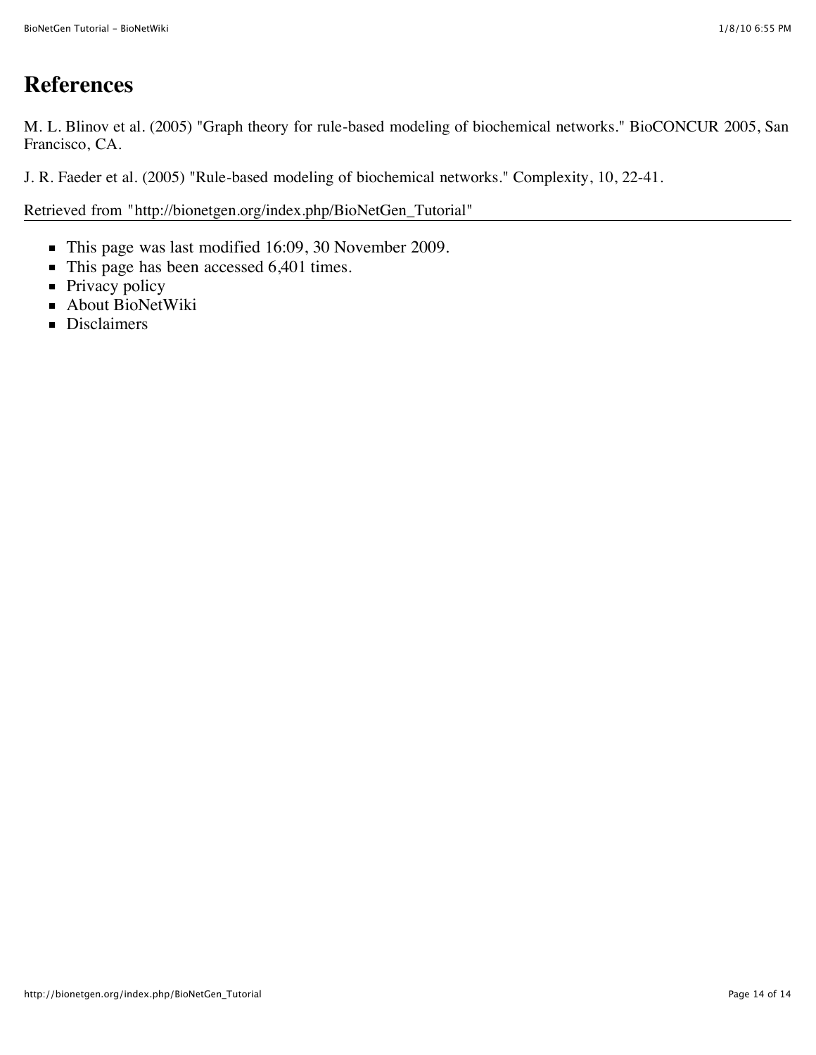# References

M. L. Blinov et al. (2005) "Graph theory for rule-based modeling of biochemical networks." BioCONCUR 2005, San Francisco, CA.

J. R. Faeder et al. (2005) "Rule-based modeling of biochemical networks." Complexity, 10, 22-41.

Retrieved from "http://bionetgen.org/index.php/BioNetGen_Tutorial"

- This page was last modified 16:09, 30 November 2009.
- This page has been accessed 6,401 times.
- Privacy policy
- About BioNetWiki
- Disclaimers